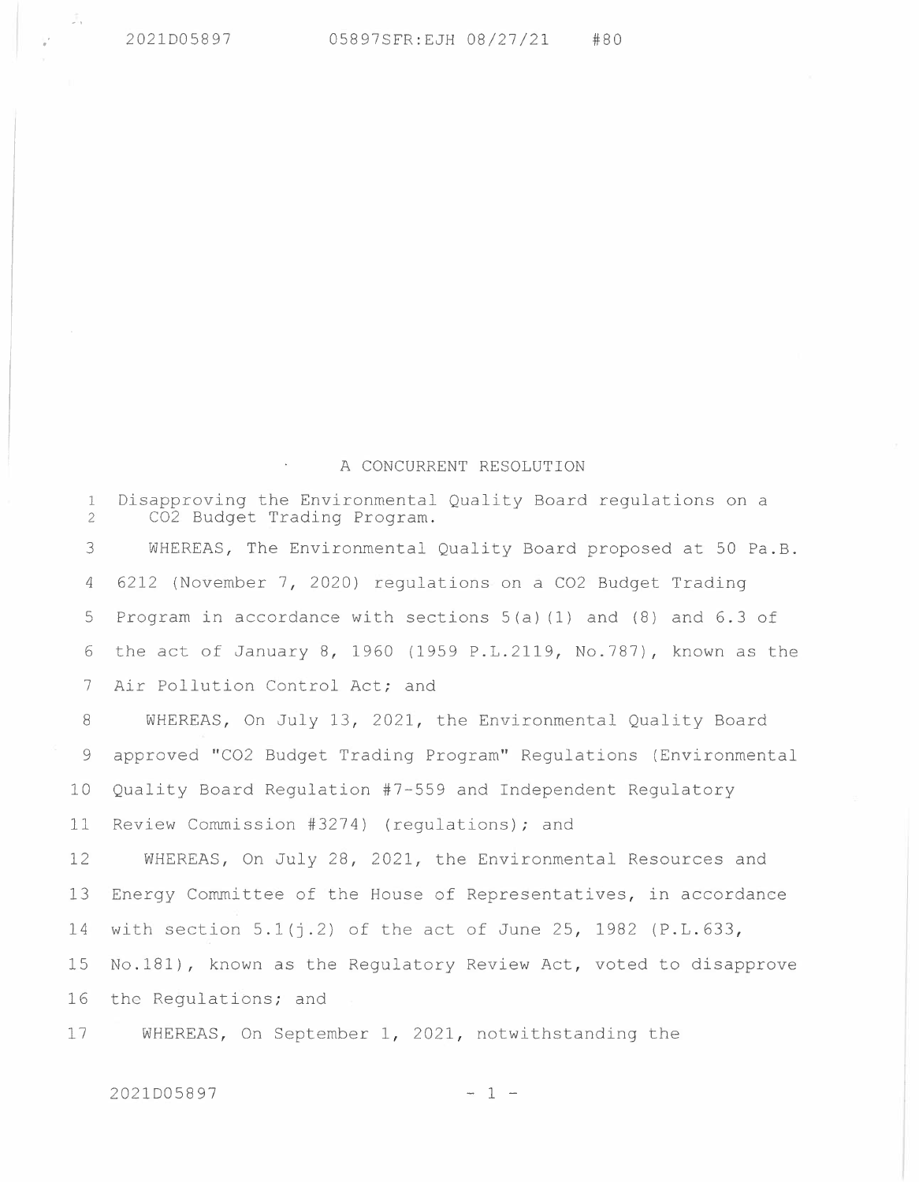# A CONCURRENT RESOLUTION

Disapproving the Environmental Quality Board regulations on a $CO_2$ Budget Trading Program.

WHEREAS, The Environmental Quality Board proposed at 50 Pa.B. 6212 (November 7, 2020) regulations on a $CO_2$ Budget Trading Program in accordance with sections 5(a)(1) and (8) and 6.3 of the act of January 8, 1960 (1959 P.L.2119, No.787), known as the Air Pollution Control Act; and

WHEREAS, On July 13, 2021, the Environmental Quality Board approved "$CO_2$ Budget Trading Program" Regulations (Environmental Quality Board Regulation #7-559 and Independent Regulatory Review Commission #3274) (regulations); and

WHEREAS, On July 28, 2021, the Environmental Resources and Energy Committee of the House of Representatives, in accordance with section 5.1(j.2) of the act of June 25, 1982 (P.L.633, No.181), known as the Regulatory Review Act, voted to disapprove the Regulations; and

WHEREAS, On September 1, 2021, notwithstanding the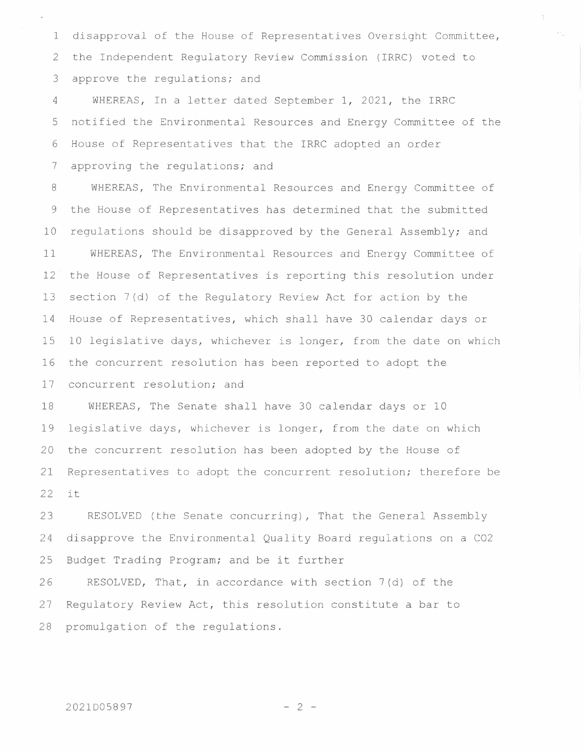disapproval of the House of Representatives Oversight Committee, the Independent Regulatory Review Commission (IRRC) voted to approve the regulations; and

WHEREAS, In a letter dated September 1, 2021, the IRRC notified the Environmental Resources and Energy Committee of the House of Representatives that the IRRC adopted an order approving the regulations; and

WHEREAS, The Environmental Resources and Energy Committee of the House of Representatives has determined that the submitted regulations should be disapproved by the General Assembly; and

WHEREAS, The Environmental Resources and Energy Committee of the House of Representatives is reporting this resolution under section 7(d) of the Regulatory Review Act for action by the House of Representatives, which shall have 30 calendar days or 10 legislative days, whichever is longer, from the date on which the concurrent resolution has been reported to adopt the concurrent resolution; and

WHEREAS, The Senate shall have 30 calendar days or 10 legislative days, whichever is longer, from the date on which the concurrent resolution has been adopted by the House of Representatives to adopt the concurrent resolution; therefore be it

RESOLVED (the Senate concurring), That the General Assembly disapprove the Environmental Quality Board regulations on a $CO_2$ Budget Trading Program; and be it further

RESOLVED, That, in accordance with section 7(d) of the Regulatory Review Act, this resolution constitute a bar to promulgation of the regulations.

2021D05897